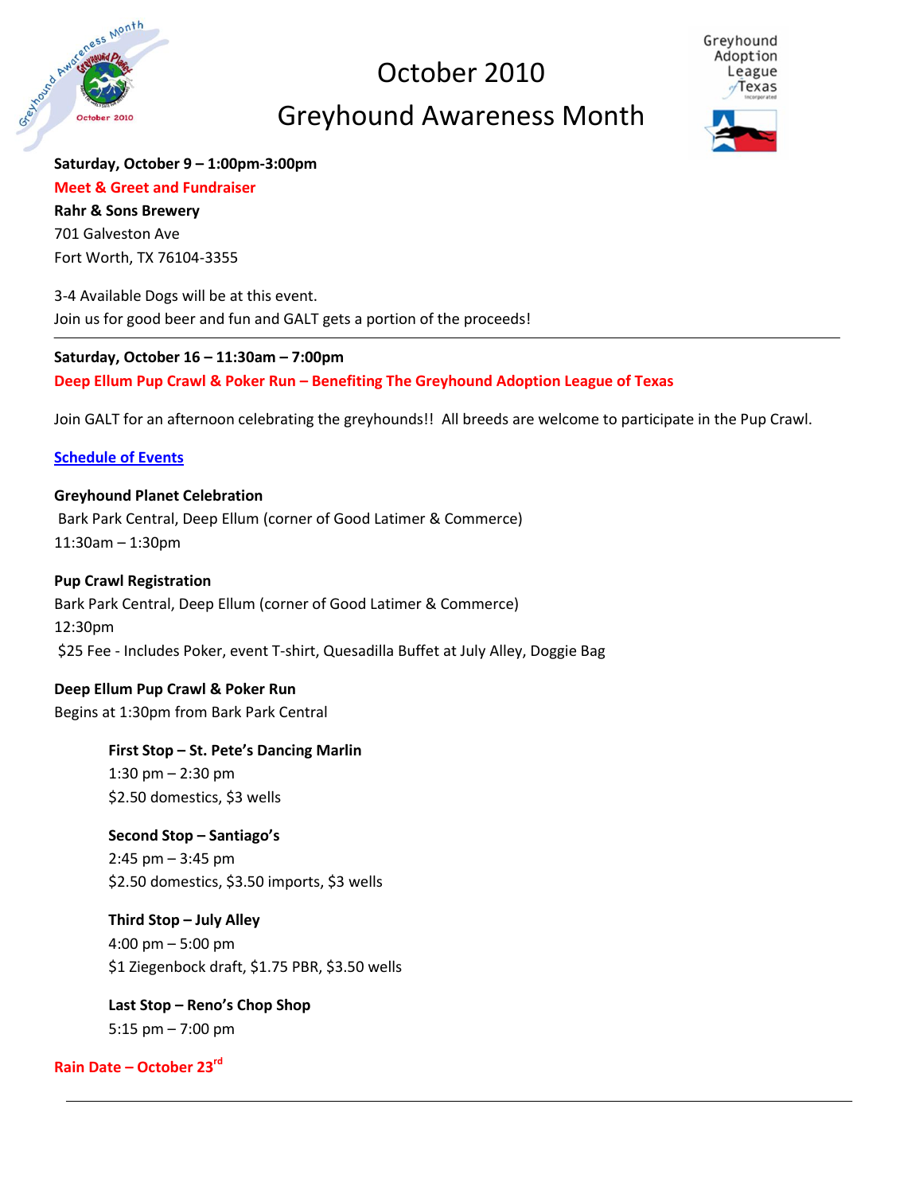# October 2010

# Greyhound Awareness Month

**Saturday, October 9 – 1:00pm-3:00pm**

**Meet & Greet and Fundraiser**

**Rahr & Sons Brewery**

701 Galveston Ave

Fort Worth, TX 76104-3355

3-4 Available Dogs will be at this event.

Join us for good beer and fun and GALT gets a portion of the proceeds!

---

**Saturday, October 16 – 11:30am – 7:00pm**

**Deep Ellum Pup Crawl & Poker Run – Benefiting The Greyhound Adoption League of Texas**

Join GALT for an afternoon celebrating the greyhounds!! All breeds are welcome to participate in the Pup Crawl.

**Schedule of Events**

**Greyhound Planet Celebration**

Bark Park Central, Deep Ellum (corner of Good Latimer & Commerce)

11:30am – 1:30pm

**Pup Crawl Registration**

Bark Park Central, Deep Ellum (corner of Good Latimer & Commerce)

12:30pm

$25 Fee - Includes Poker, event T-shirt, Quesadilla Buffet at July Alley, Doggie Bag

**Deep Ellum Pup Crawl & Poker Run**

Begins at 1:30pm from Bark Park Central

> **First Stop – St. Pete's Dancing Marlin**
> 1:30 pm – 2:30 pm
> $2.50 domestics, $3 wells
>
> **Second Stop – Santiago's**
> 2:45 pm – 3:45 pm
> $2.50 domestics, $3.50 imports, $3 wells
>
> **Third Stop – July Alley**
> 4:00 pm – 5:00 pm
> $1 Ziegenbock draft, $1.75 PBR, $3.50 wells
>
> **Last Stop – Reno's Chop Shop**
> 5:15 pm – 7:00 pm

**Rain Date – October 23rd**

---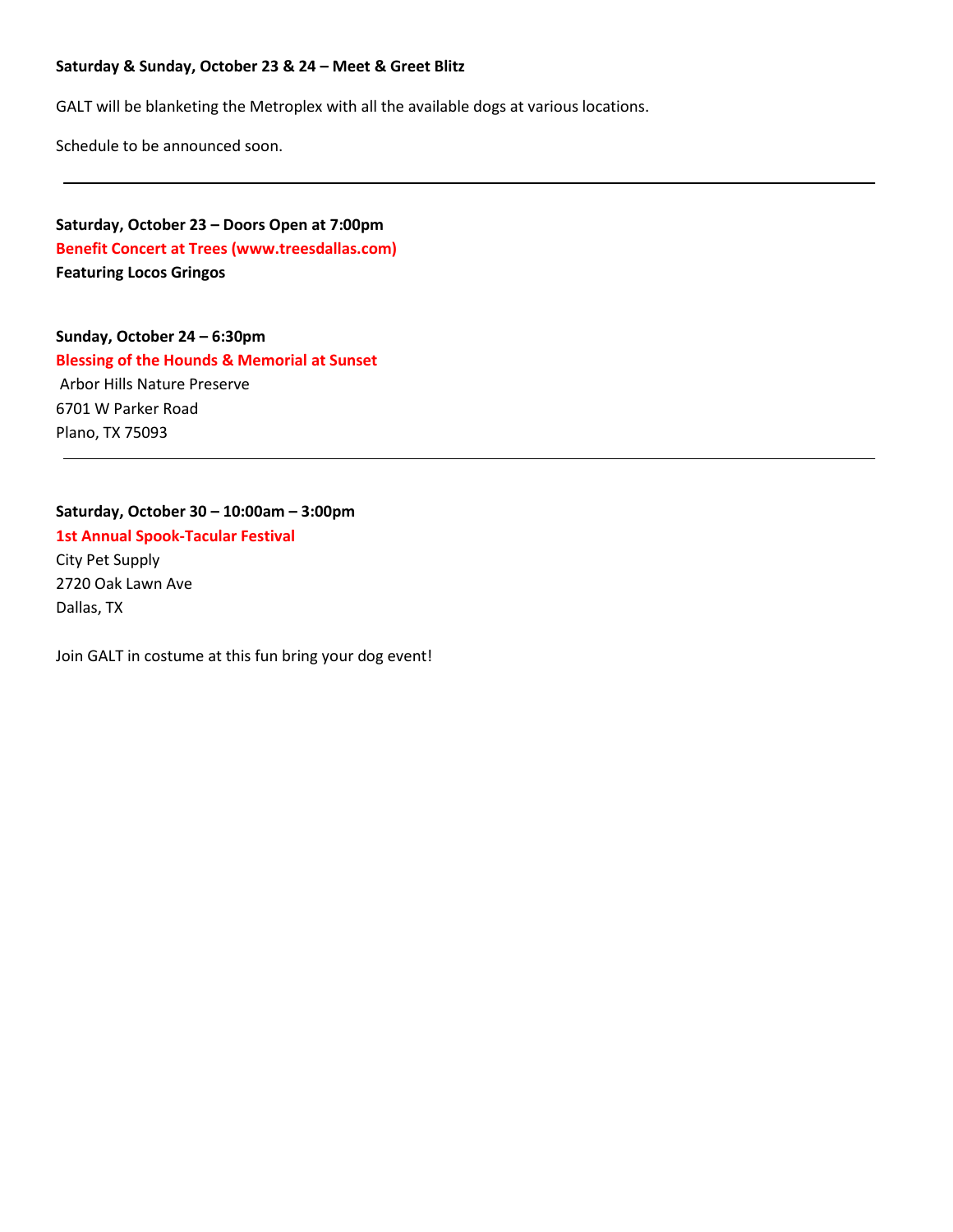**Saturday & Sunday, October 23 & 24 – Meet & Greet Blitz**

GALT will be blanketing the Metroplex with all the available dogs at various locations.

Schedule to be announced soon.

---

**Saturday, October 23 – Doors Open at 7:00pm**
**Benefit Concert at Trees (www.treesdallas.com)**
**Featuring Locos Gringos**

**Sunday, October 24 – 6:30pm**
**Blessing of the Hounds & Memorial at Sunset**
Arbor Hills Nature Preserve
6701 W Parker Road
Plano, TX 75093

---

**Saturday, October 30 – 10:00am – 3:00pm**
**1st Annual Spook-Tacular Festival**
City Pet Supply
2720 Oak Lawn Ave
Dallas, TX

Join GALT in costume at this fun bring your dog event!